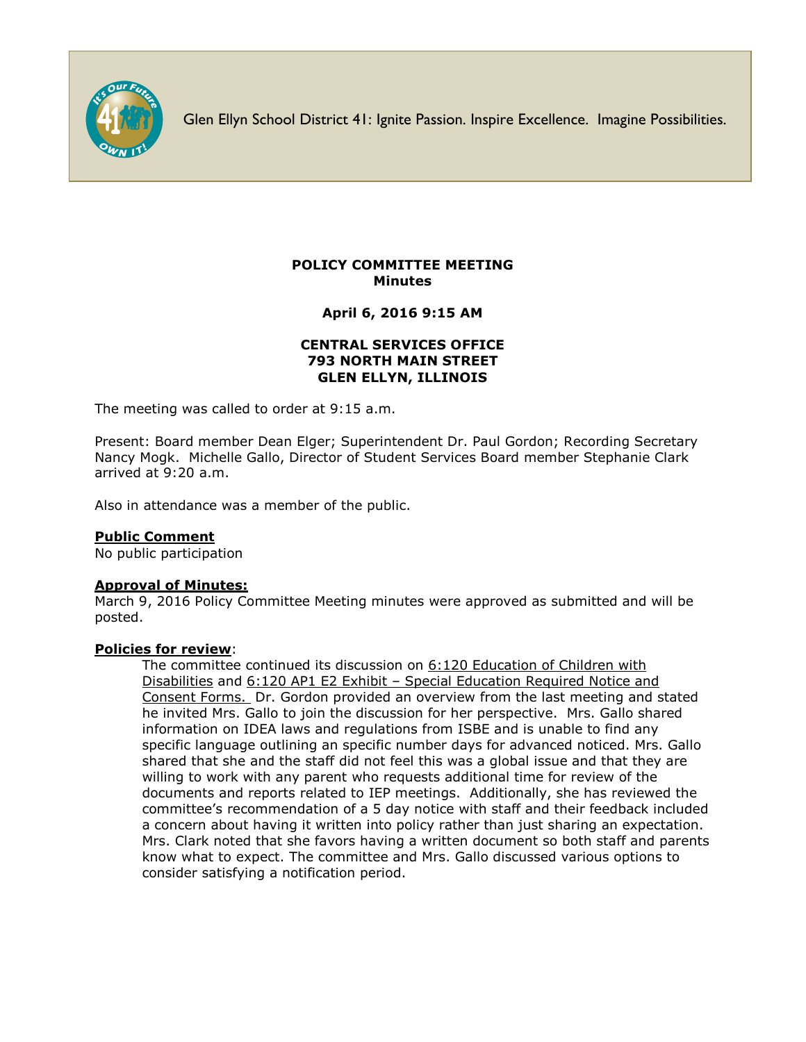Glen Ellyn School District 41: Ignite Passion. Inspire Excellence. Imagine Possibilities.

**POLICY COMMITTEE MEETING**
**Minutes**

**April 6, 2016 9:15 AM**

**CENTRAL SERVICES OFFICE**
**793 NORTH MAIN STREET**
**GLEN ELLYN, ILLINOIS**

The meeting was called to order at 9:15 a.m.

Present: Board member Dean Elger; Superintendent Dr. Paul Gordon; Recording Secretary Nancy Mogk. Michelle Gallo, Director of Student Services Board member Stephanie Clark arrived at 9:20 a.m.

Also in attendance was a member of the public.

**Public Comment**
No public participation

**Approval of Minutes:**
March 9, 2016 Policy Committee Meeting minutes were approved as submitted and will be posted.

**Policies for review**:

The committee continued its discussion on 6:120 Education of Children with Disabilities and 6:120 AP1 E2 Exhibit – Special Education Required Notice and Consent Forms. Dr. Gordon provided an overview from the last meeting and stated he invited Mrs. Gallo to join the discussion for her perspective. Mrs. Gallo shared information on IDEA laws and regulations from ISBE and is unable to find any specific language outlining an specific number days for advanced noticed. Mrs. Gallo shared that she and the staff did not feel this was a global issue and that they are willing to work with any parent who requests additional time for review of the documents and reports related to IEP meetings. Additionally, she has reviewed the committee's recommendation of a 5 day notice with staff and their feedback included a concern about having it written into policy rather than just sharing an expectation. Mrs. Clark noted that she favors having a written document so both staff and parents know what to expect. The committee and Mrs. Gallo discussed various options to consider satisfying a notification period.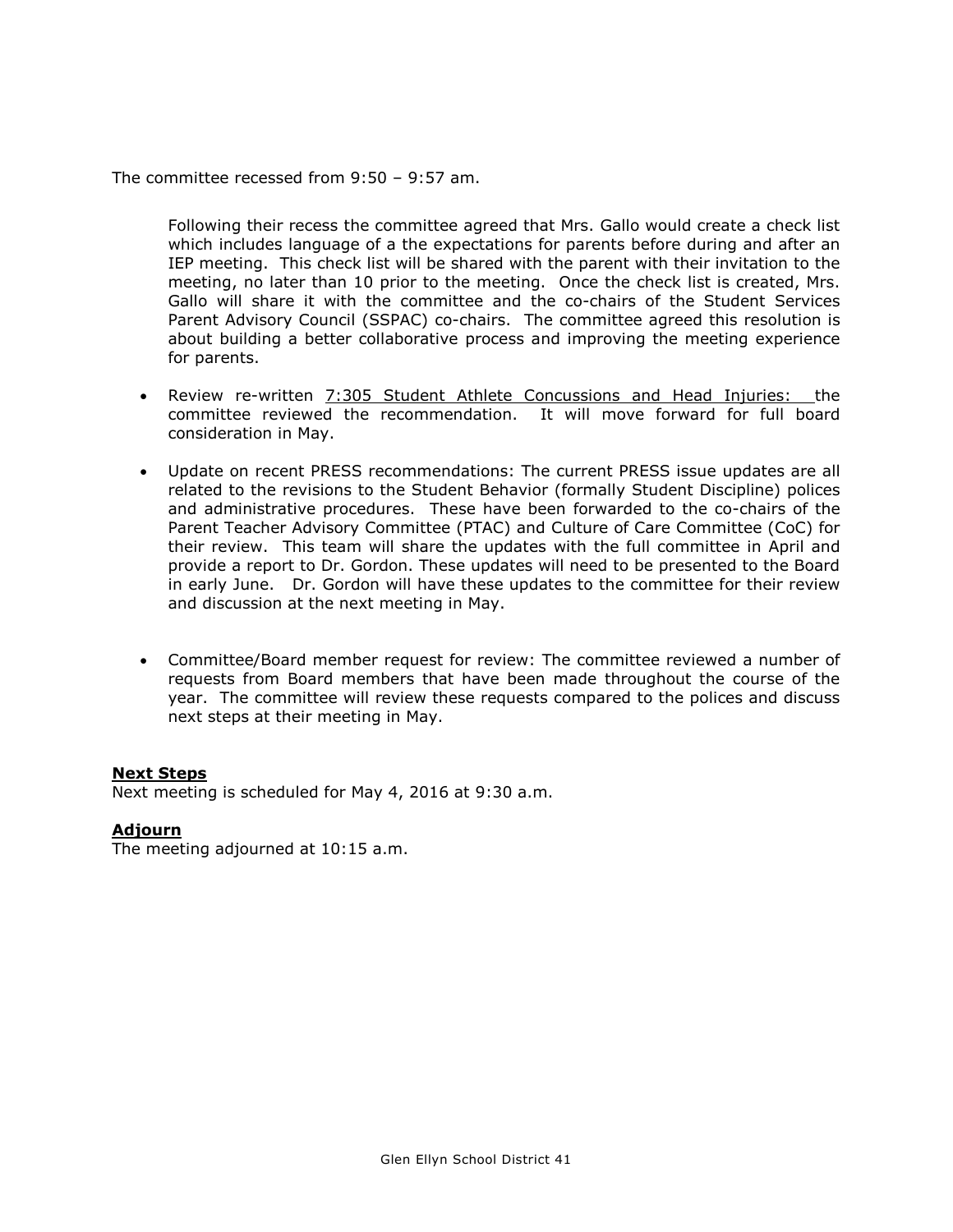The committee recessed from 9:50 – 9:57 am.

Following their recess the committee agreed that Mrs. Gallo would create a check list which includes language of a the expectations for parents before during and after an IEP meeting. This check list will be shared with the parent with their invitation to the meeting, no later than 10 prior to the meeting. Once the check list is created, Mrs. Gallo will share it with the committee and the co-chairs of the Student Services Parent Advisory Council (SSPAC) co-chairs. The committee agreed this resolution is about building a better collaborative process and improving the meeting experience for parents.

- Review re-written <u>7:305 Student Athlete Concussions and Head Injuries:</u> the committee reviewed the recommendation. It will move forward for full board consideration in May.

- Update on recent PRESS recommendations: The current PRESS issue updates are all related to the revisions to the Student Behavior (formally Student Discipline) polices and administrative procedures. These have been forwarded to the co-chairs of the Parent Teacher Advisory Committee (PTAC) and Culture of Care Committee (CoC) for their review. This team will share the updates with the full committee in April and provide a report to Dr. Gordon. These updates will need to be presented to the Board in early June. Dr. Gordon will have these updates to the committee for their review and discussion at the next meeting in May.

- Committee/Board member request for review: The committee reviewed a number of requests from Board members that have been made throughout the course of the year. The committee will review these requests compared to the polices and discuss next steps at their meeting in May.

**<u>Next Steps</u>**
Next meeting is scheduled for May 4, 2016 at 9:30 a.m.

**<u>Adjourn</u>**
The meeting adjourned at 10:15 a.m.